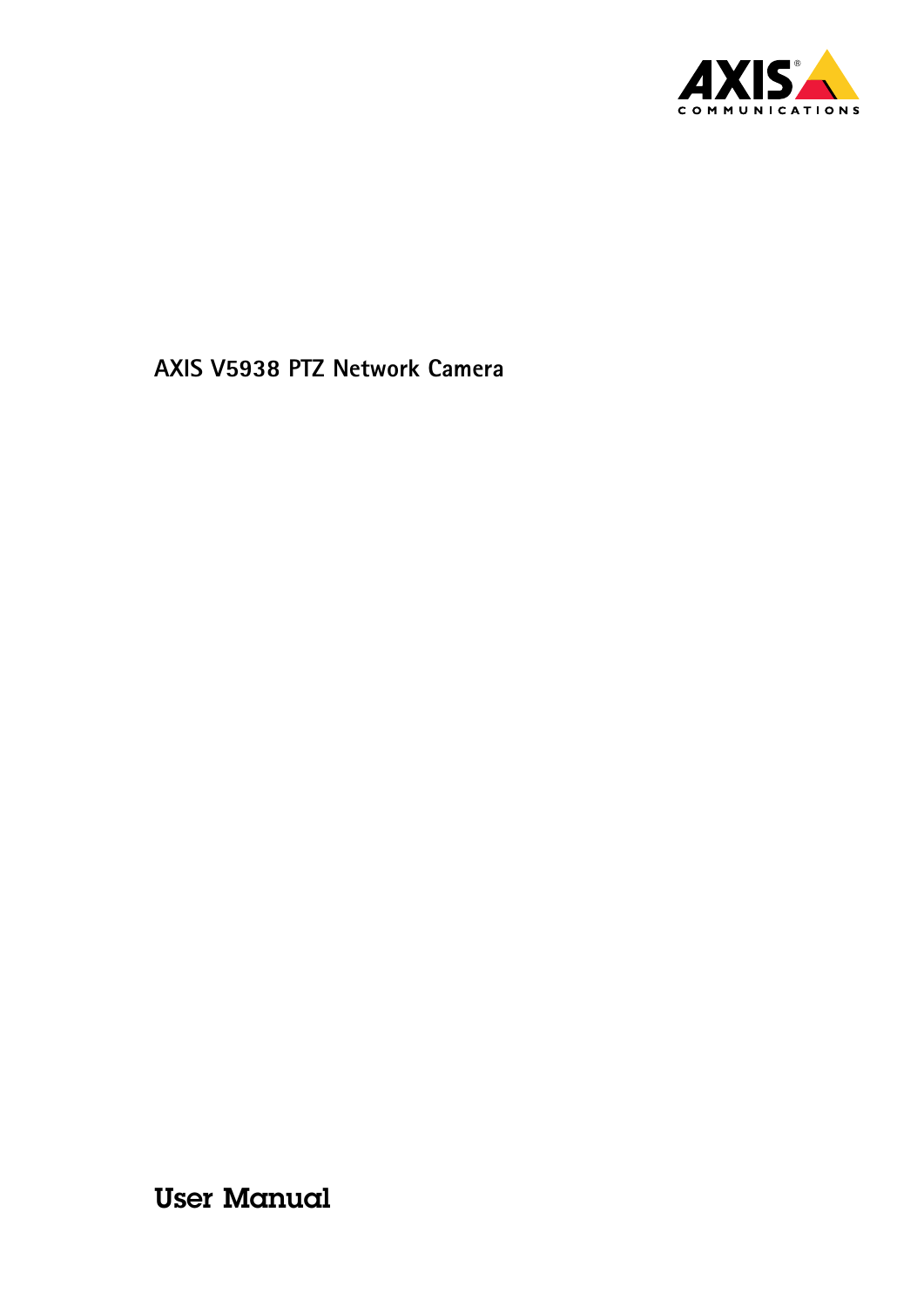# AXIS V5938 PTZ Network Camera

## User Manual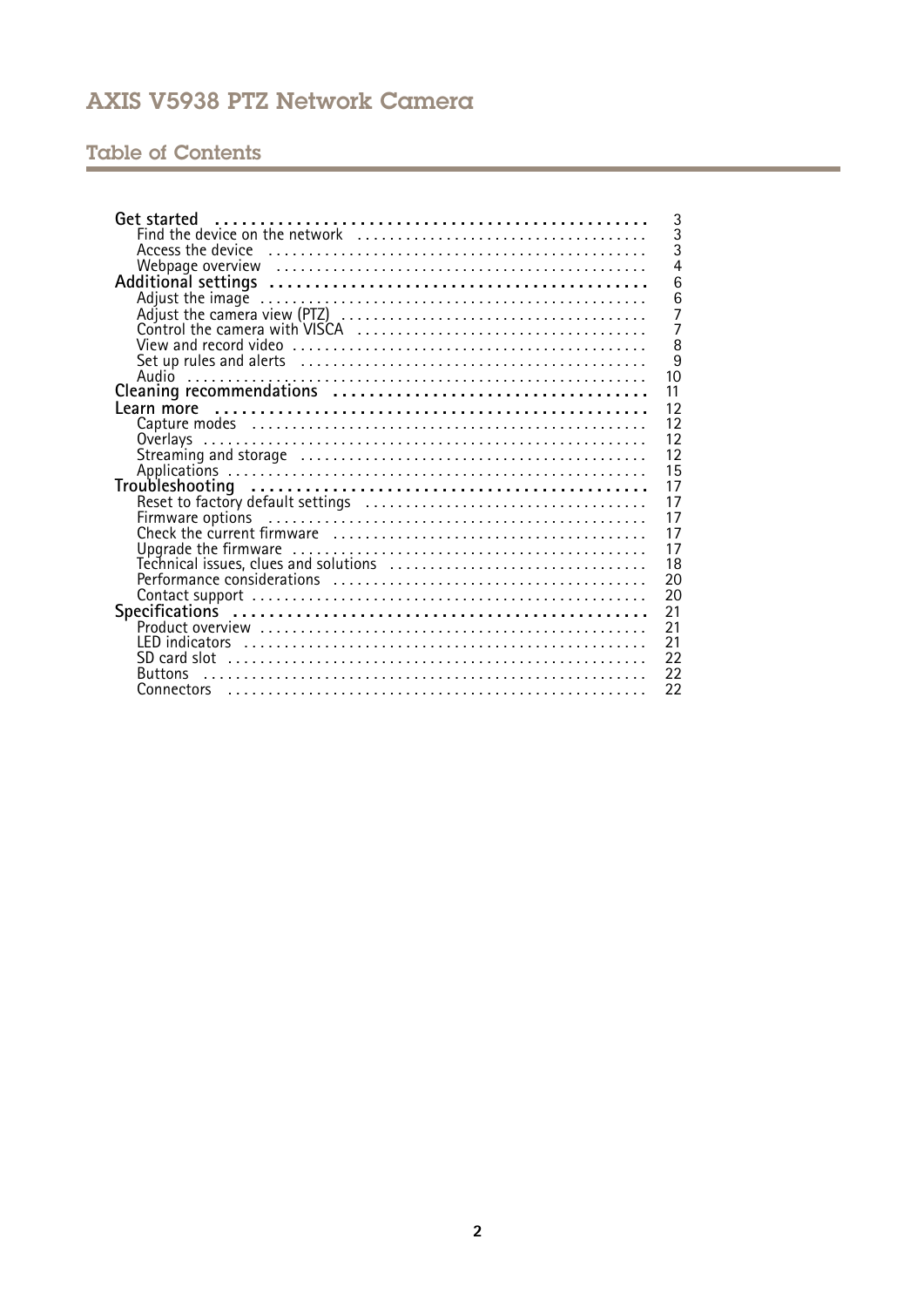# AXIS V5938 PTZ Network Camera

## Table of Contents

- **Get started** ... 3
  - Find the device on the network ... 3
  - Access the device ... 3
  - Webpage overview ... 4
- **Additional settings** ... 6
  - Adjust the image ... 6
  - Adjust the camera view (PTZ) ... 7
  - Control the camera with VISCA ... 7
  - View and record video ... 8
  - Set up rules and alerts ... 9
  - Audio ... 10
- **Cleaning recommendations** ... 11
- **Learn more** ... 12
  - Capture modes ... 12
  - Overlays ... 12
  - Streaming and storage ... 12
  - Applications ... 15
- **Troubleshooting** ... 17
  - Reset to factory default settings ... 17
  - Firmware options ... 17
  - Check the current firmware ... 17
  - Upgrade the firmware ... 17
  - Technical issues, clues and solutions ... 18
  - Performance considerations ... 20
  - Contact support ... 20
- **Specifications** ... 21
  - Product overview ... 21
  - LED indicators ... 21
  - SD card slot ... 22
  - Buttons ... 22
  - Connectors ... 22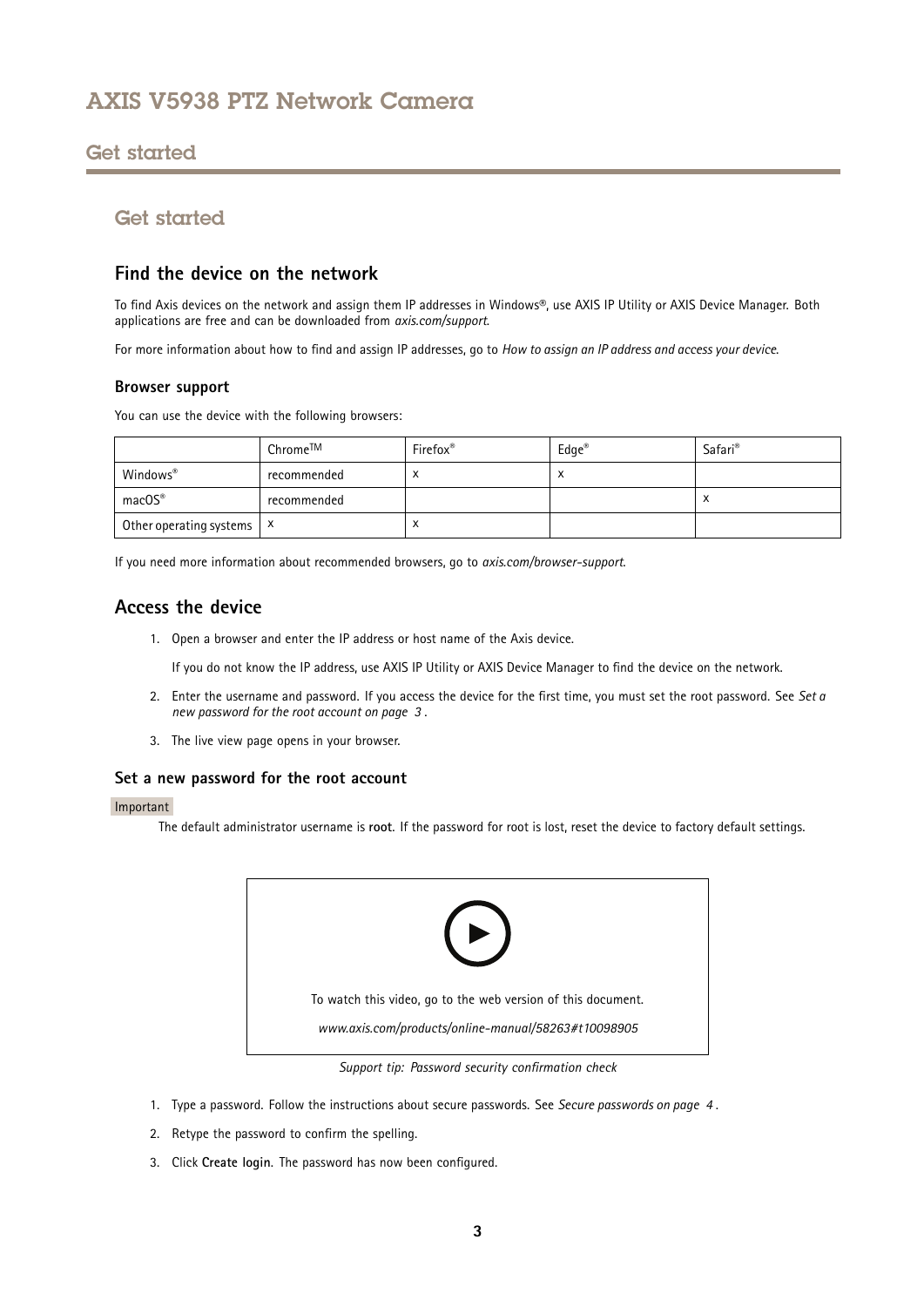# Get started

## Find the device on the network

To find Axis devices on the network and assign them IP addresses in Windows®, use AXIS IP Utility or AXIS Device Manager. Both applications are free and can be downloaded from *axis.com/support*.

For more information about how to find and assign IP addresses, go to *How to assign an IP address and access your device*.

### Browser support

You can use the device with the following browsers:

| | Chrome™ | Firefox® | Edge® | Safari® |
|---|---|---|---|---|
| Windows® | recommended | x | x | |
| macOS® | recommended | | | x |
| Other operating systems | x | x | | |

If you need more information about recommended browsers, go to *axis.com/browser-support*.

## Access the device

1. Open a browser and enter the IP address or host name of the Axis device.

   If you do not know the IP address, use AXIS IP Utility or AXIS Device Manager to find the device on the network.

2. Enter the username and password. If you access the device for the first time, you must set the root password. See *Set a new password for the root account on page 3*.

3. The live view page opens in your browser.

### Set a new password for the root account

Important

The default administrator username is **root**. If the password for root is lost, reset the device to factory default settings.

To watch this video, go to the web version of this document.

*www.axis.com/products/online-manual/58263#t10098905*

*Support tip: Password security confirmation check*

1. Type a password. Follow the instructions about secure passwords. See *Secure passwords on page 4*.
2. Retype the password to confirm the spelling.
3. Click **Create login**. The password has now been configured.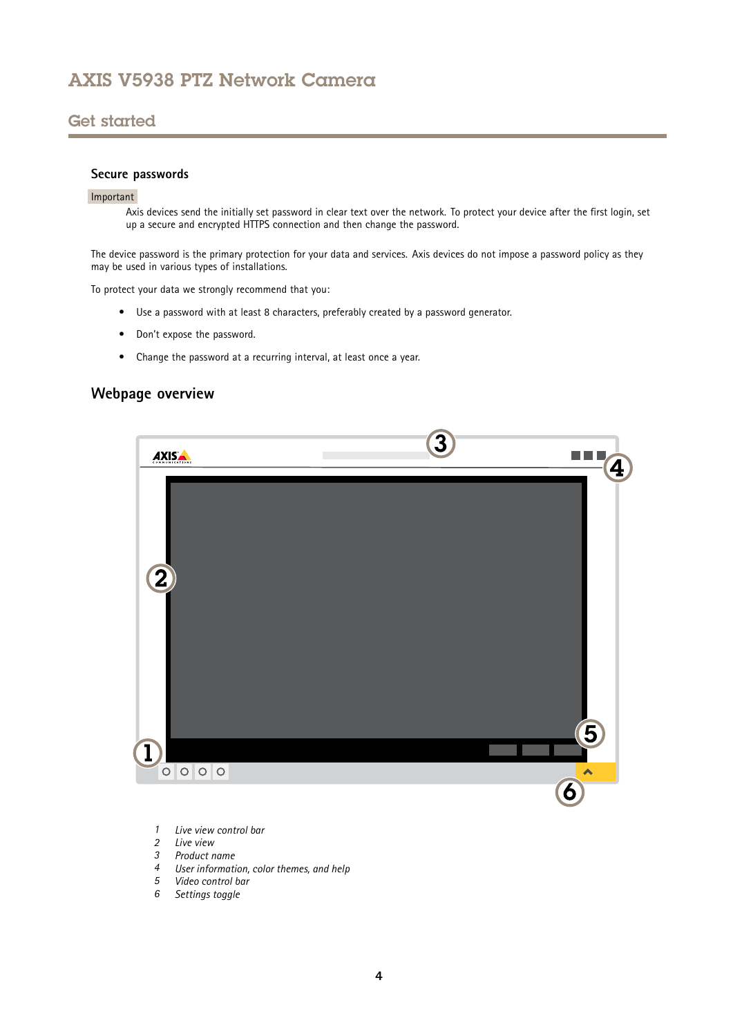## Secure passwords

Important

Axis devices send the initially set password in clear text over the network. To protect your device after the first login, set up a secure and encrypted HTTPS connection and then change the password.

The device password is the primary protection for your data and services. Axis devices do not impose a password policy as they may be used in various types of installations.

To protect your data we strongly recommend that you:

- Use a password with at least 8 characters, preferably created by a password generator.
- Don't expose the password.
- Change the password at a recurring interval, at least once a year.

## Webpage overview

1 *Live view control bar*
2 *Live view*
3 *Product name*
4 *User information, color themes, and help*
5 *Video control bar*
6 *Settings toggle*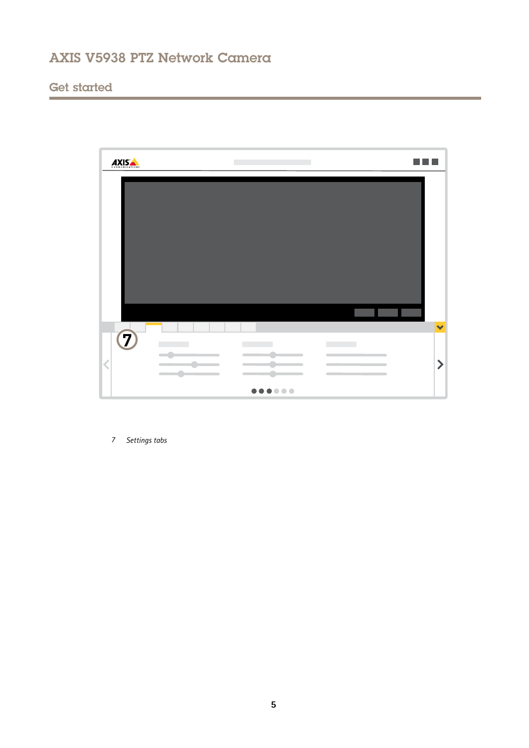7 *Settings tabs*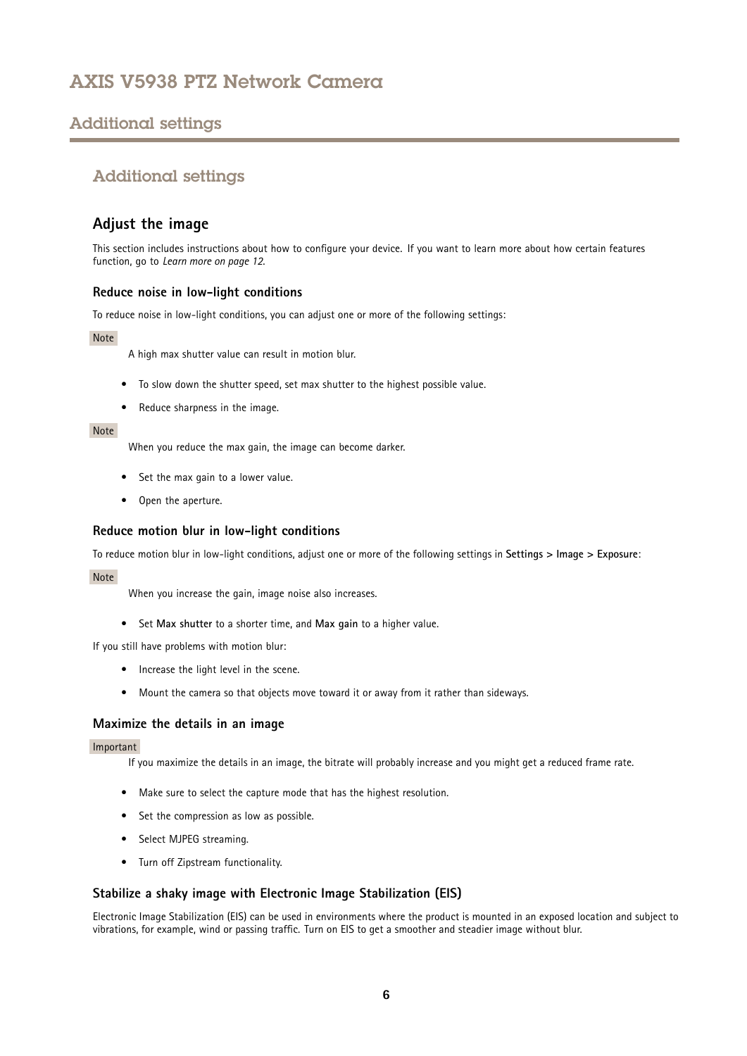# Additional settings

## Adjust the image

This section includes instructions about how to configure your device. If you want to learn more about how certain features function, go to *Learn more on page 12*.

### Reduce noise in low-light conditions

To reduce noise in low-light conditions, you can adjust one or more of the following settings:

Note

A high max shutter value can result in motion blur.

- To slow down the shutter speed, set max shutter to the highest possible value.
- Reduce sharpness in the image.

Note

When you reduce the max gain, the image can become darker.

- Set the max gain to a lower value.
- Open the aperture.

### Reduce motion blur in low-light conditions

To reduce motion blur in low-light conditions, adjust one or more of the following settings in **Settings > Image > Exposure**:

Note

When you increase the gain, image noise also increases.

- Set **Max shutter** to a shorter time, and **Max gain** to a higher value.

If you still have problems with motion blur:

- Increase the light level in the scene.
- Mount the camera so that objects move toward it or away from it rather than sideways.

### Maximize the details in an image

Important

If you maximize the details in an image, the bitrate will probably increase and you might get a reduced frame rate.

- Make sure to select the capture mode that has the highest resolution.
- Set the compression as low as possible.
- Select MJPEG streaming.
- Turn off Zipstream functionality.

### Stabilize a shaky image with Electronic Image Stabilization (EIS)

Electronic Image Stabilization (EIS) can be used in environments where the product is mounted in an exposed location and subject to vibrations, for example, wind or passing traffic. Turn on EIS to get a smoother and steadier image without blur.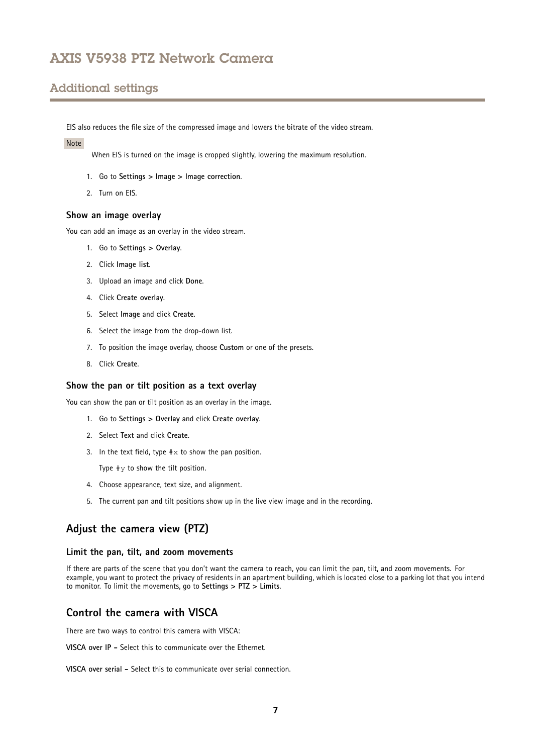EIS also reduces the file size of the compressed image and lowers the bitrate of the video stream.

Note

When EIS is turned on the image is cropped slightly, lowering the maximum resolution.

1. Go to **Settings > Image > Image correction**.
2. Turn on EIS.

### Show an image overlay

You can add an image as an overlay in the video stream.

1. Go to **Settings > Overlay**.
2. Click **Image list**.
3. Upload an image and click **Done**.
4. Click **Create overlay**.
5. Select **Image** and click **Create**.
6. Select the image from the drop-down list.
7. To position the image overlay, choose **Custom** or one of the presets.
8. Click **Create**.

### Show the pan or tilt position as a text overlay

You can show the pan or tilt position as an overlay in the image.

1. Go to **Settings > Overlay** and click **Create overlay**.
2. Select **Text** and click **Create**.
3. In the text field, type `#x` to show the pan position.

   Type `#y` to show the tilt position.
4. Choose appearance, text size, and alignment.
5. The current pan and tilt positions show up in the live view image and in the recording.

## Adjust the camera view (PTZ)

### Limit the pan, tilt, and zoom movements

If there are parts of the scene that you don't want the camera to reach, you can limit the pan, tilt, and zoom movements. For example, you want to protect the privacy of residents in an apartment building, which is located close to a parking lot that you intend to monitor. To limit the movements, go to **Settings > PTZ > Limits**.

## Control the camera with VISCA

There are two ways to control this camera with VISCA:

**VISCA over IP –** Select this to communicate over the Ethernet.

**VISCA over serial –** Select this to communicate over serial connection.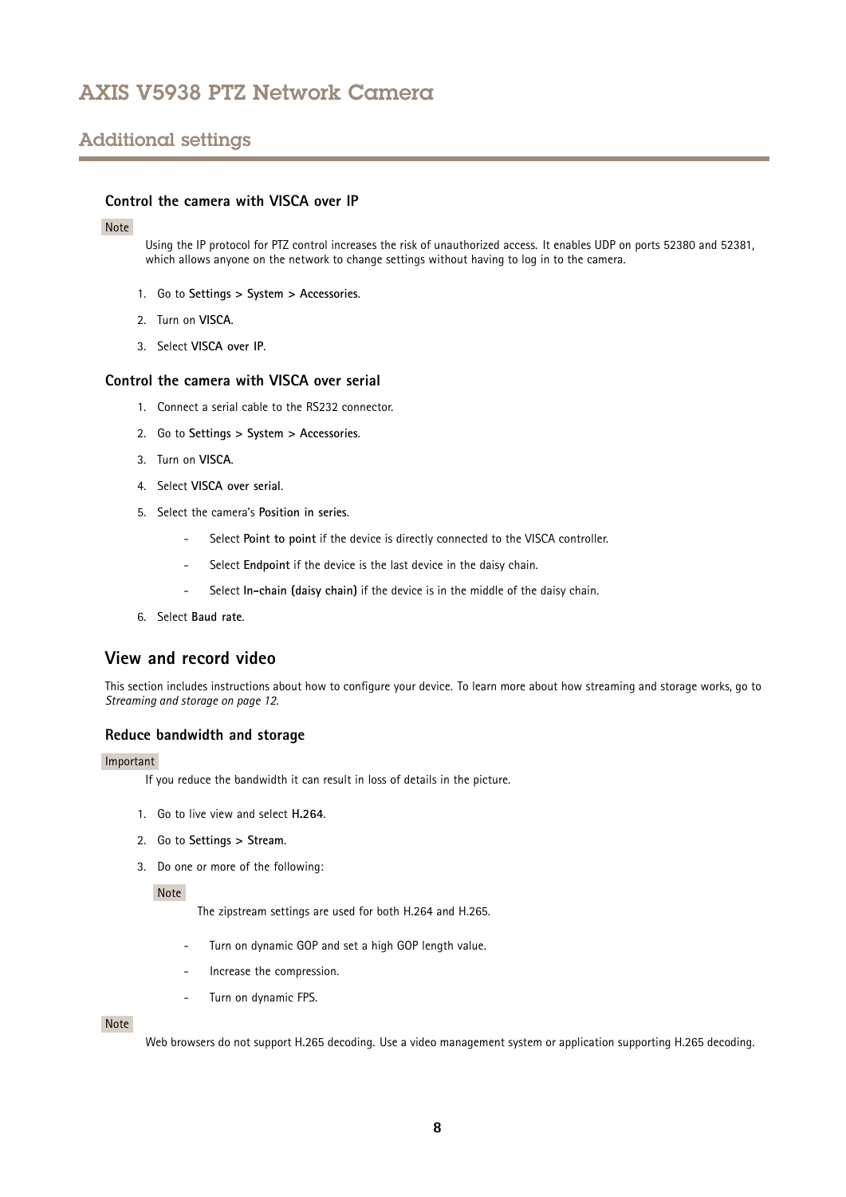## Control the camera with VISCA over IP

Note

Using the IP protocol for PTZ control increases the risk of unauthorized access. It enables UDP on ports 52380 and 52381, which allows anyone on the network to change settings without having to log in to the camera.

1. Go to **Settings > System > Accessories**.
2. Turn on **VISCA**.
3. Select **VISCA over IP**.

## Control the camera with VISCA over serial

1. Connect a serial cable to the RS232 connector.
2. Go to **Settings > System > Accessories**.
3. Turn on **VISCA**.
4. Select **VISCA over serial**.
5. Select the camera's **Position in series**.
   - Select **Point to point** if the device is directly connected to the VISCA controller.
   - Select **Endpoint** if the device is the last device in the daisy chain.
   - Select **In-chain (daisy chain)** if the device is in the middle of the daisy chain.
6. Select **Baud rate**.

# View and record video

This section includes instructions about how to configure your device. To learn more about how streaming and storage works, go to *Streaming and storage on page 12*.

## Reduce bandwidth and storage

Important

If you reduce the bandwidth it can result in loss of details in the picture.

1. Go to live view and select **H.264**.
2. Go to **Settings > Stream**.
3. Do one or more of the following:

   Note

   The zipstream settings are used for both H.264 and H.265.

   - Turn on dynamic GOP and set a high GOP length value.
   - Increase the compression.
   - Turn on dynamic FPS.

Note

Web browsers do not support H.265 decoding. Use a video management system or application supporting H.265 decoding.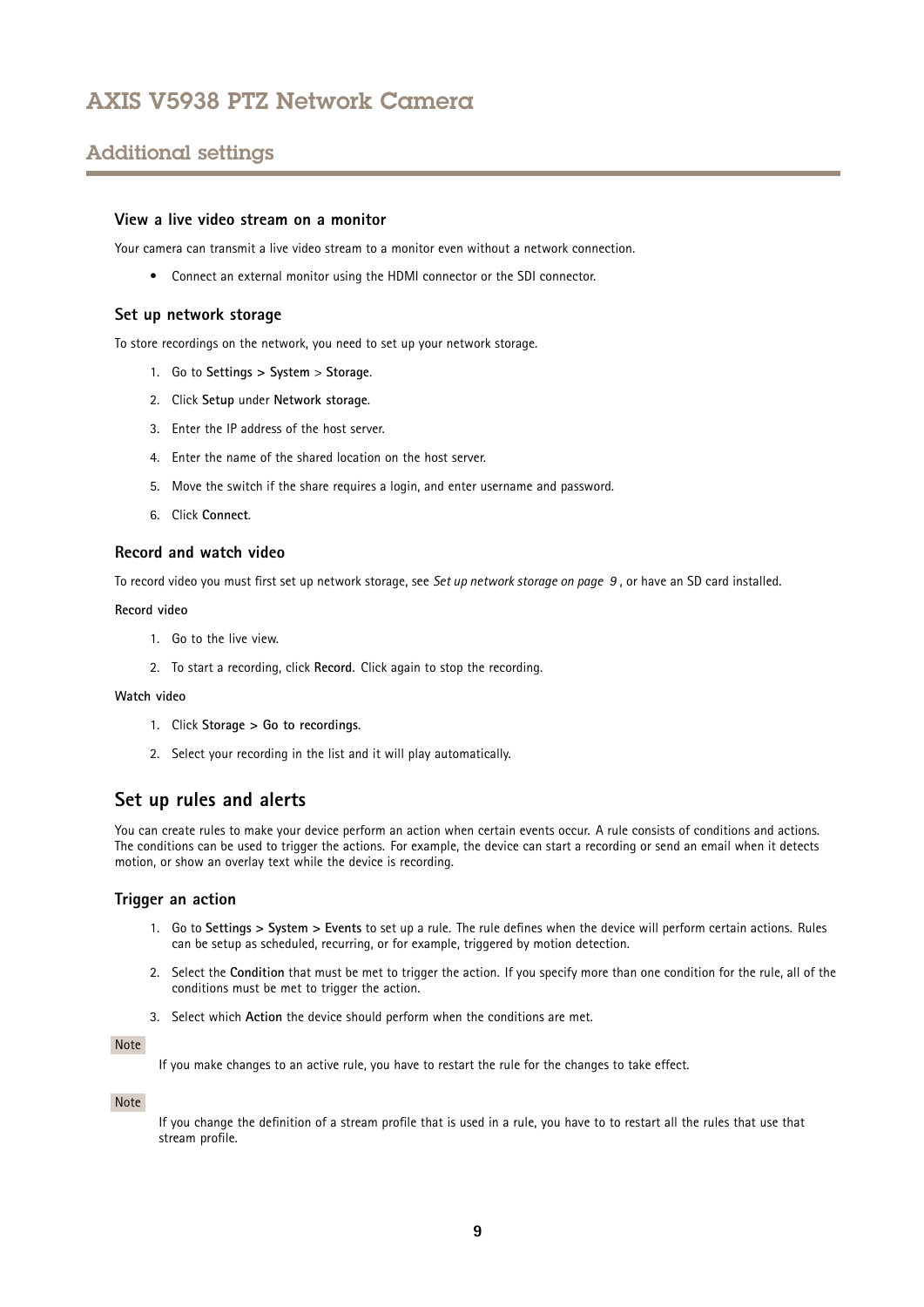## View a live video stream on a monitor

Your camera can transmit a live video stream to a monitor even without a network connection.

- Connect an external monitor using the HDMI connector or the SDI connector.

## Set up network storage

To store recordings on the network, you need to set up your network storage.

1. Go to **Settings > System** > **Storage**.
2. Click **Setup** under **Network storage**.
3. Enter the IP address of the host server.
4. Enter the name of the shared location on the host server.
5. Move the switch if the share requires a login, and enter username and password.
6. Click **Connect**.

## Record and watch video

To record video you must first set up network storage, see *Set up network storage on page 9* , or have an SD card installed.

**Record video**

1. Go to the live view.
2. To start a recording, click **Record**. Click again to stop the recording.

**Watch video**

1. Click **Storage > Go to recordings**.
2. Select your recording in the list and it will play automatically.

# Set up rules and alerts

You can create rules to make your device perform an action when certain events occur. A rule consists of conditions and actions. The conditions can be used to trigger the actions. For example, the device can start a recording or send an email when it detects motion, or show an overlay text while the device is recording.

## Trigger an action

1. Go to **Settings > System > Events** to set up a rule. The rule defines when the device will perform certain actions. Rules can be setup as scheduled, recurring, or for example, triggered by motion detection.
2. Select the **Condition** that must be met to trigger the action. If you specify more than one condition for the rule, all of the conditions must be met to trigger the action.
3. Select which **Action** the device should perform when the conditions are met.

Note

If you make changes to an active rule, you have to restart the rule for the changes to take effect.

Note

If you change the definition of a stream profile that is used in a rule, you have to to restart all the rules that use that stream profile.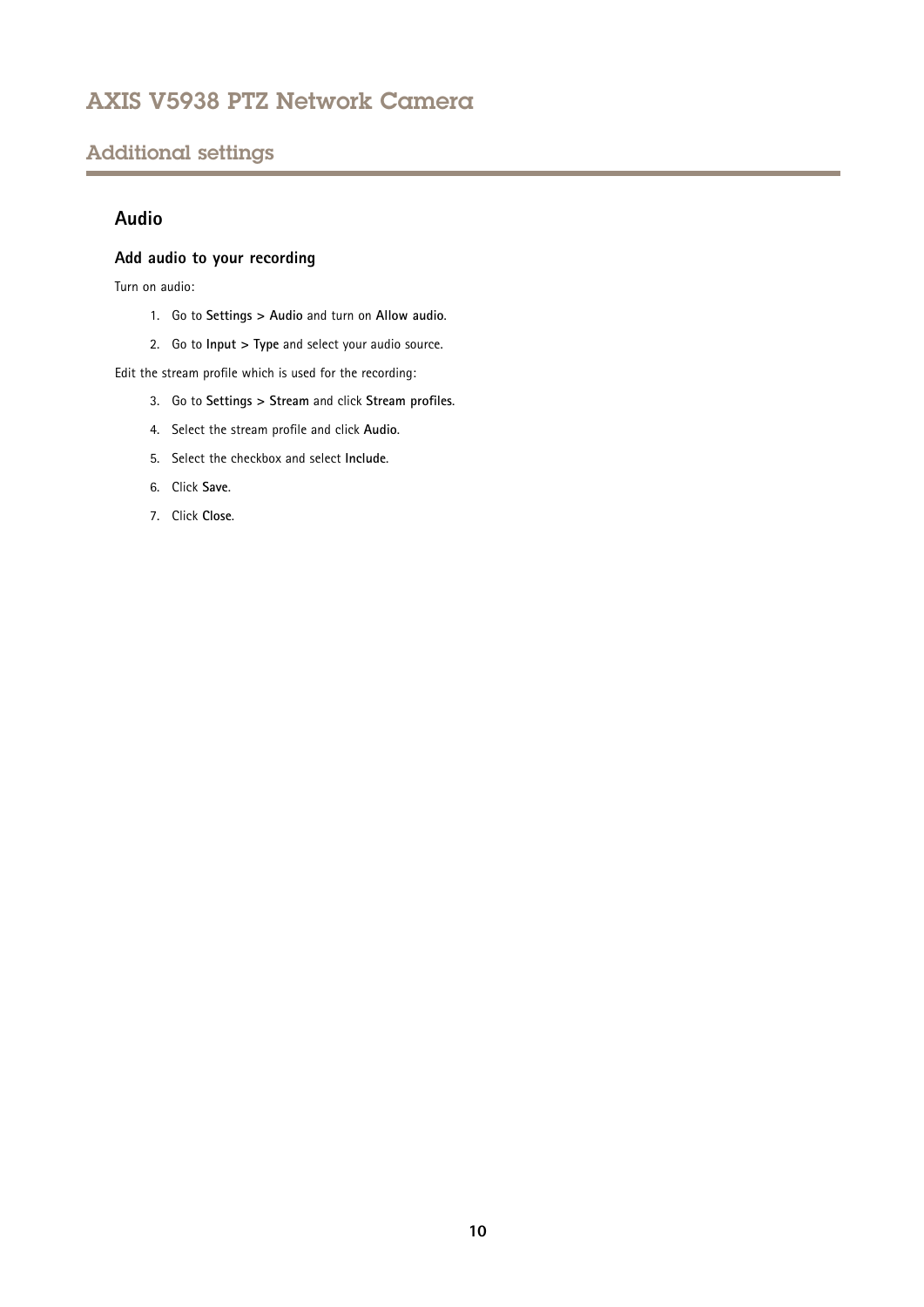## Additional settings

### Audio

#### Add audio to your recording

Turn on audio:

1. Go to **Settings > Audio** and turn on **Allow audio**.
2. Go to **Input > Type** and select your audio source.

Edit the stream profile which is used for the recording:

3. Go to **Settings > Stream** and click **Stream profiles**.
4. Select the stream profile and click **Audio**.
5. Select the checkbox and select **Include**.
6. Click **Save**.
7. Click **Close**.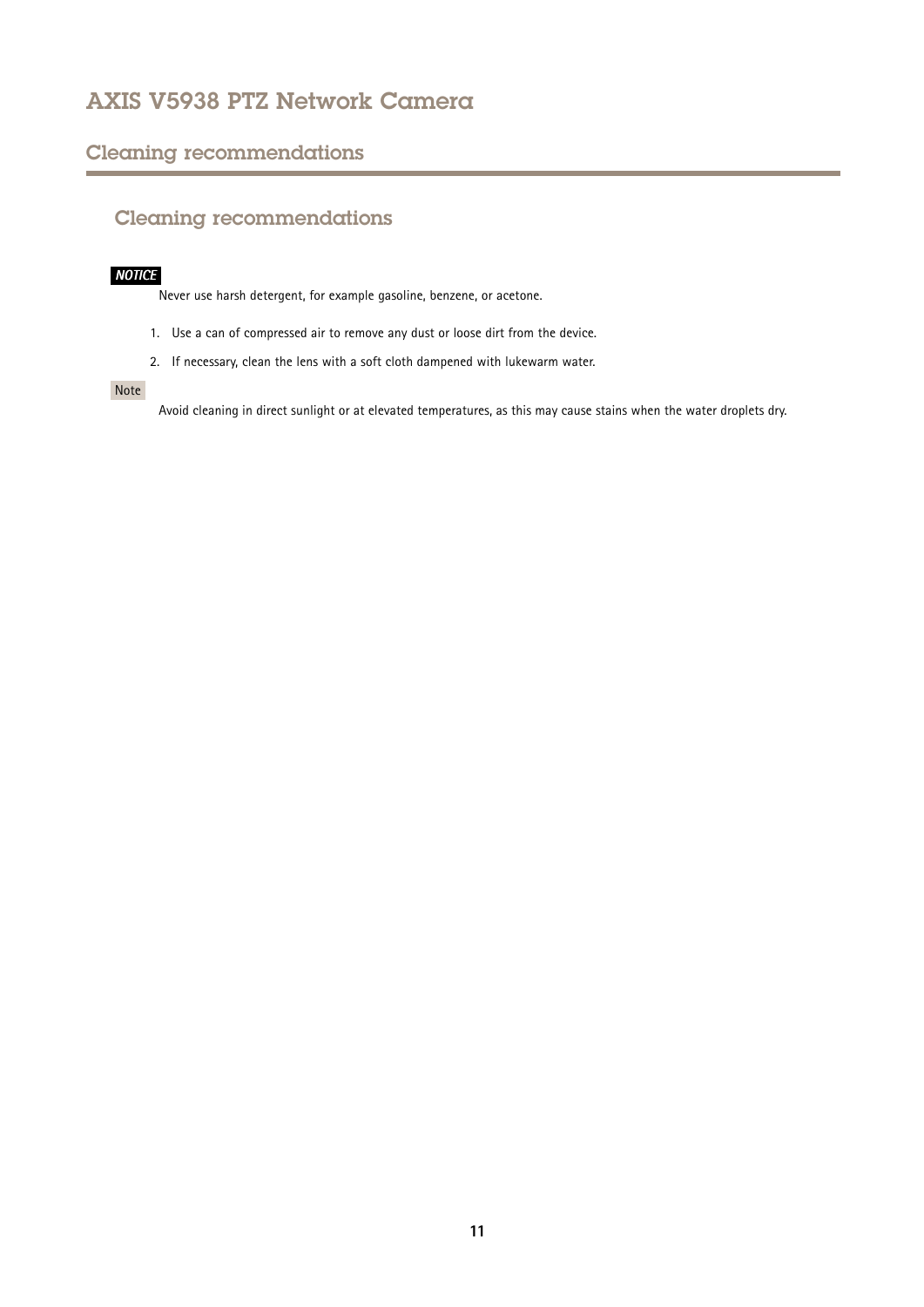## Cleaning recommendations

### Cleaning recommendations

***NOTICE***

Never use harsh detergent, for example gasoline, benzene, or acetone.

1. Use a can of compressed air to remove any dust or loose dirt from the device.
2. If necessary, clean the lens with a soft cloth dampened with lukewarm water.

Note

Avoid cleaning in direct sunlight or at elevated temperatures, as this may cause stains when the water droplets dry.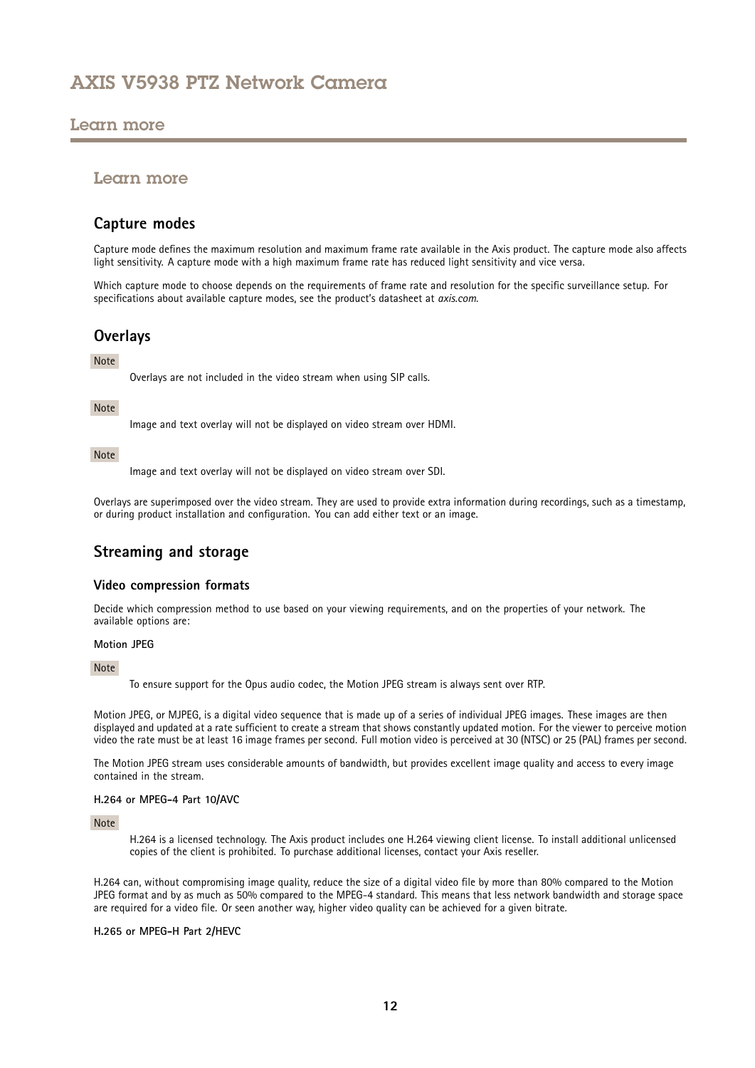## Learn more

### Capture modes

Capture mode defines the maximum resolution and maximum frame rate available in the Axis product. The capture mode also affects light sensitivity. A capture mode with a high maximum frame rate has reduced light sensitivity and vice versa.

Which capture mode to choose depends on the requirements of frame rate and resolution for the specific surveillance setup. For specifications about available capture modes, see the product's datasheet at *axis.com*.

### Overlays

Note

Overlays are not included in the video stream when using SIP calls.

Note

Image and text overlay will not be displayed on video stream over HDMI.

Note

Image and text overlay will not be displayed on video stream over SDI.

Overlays are superimposed over the video stream. They are used to provide extra information during recordings, such as a timestamp, or during product installation and configuration. You can add either text or an image.

### Streaming and storage

#### Video compression formats

Decide which compression method to use based on your viewing requirements, and on the properties of your network. The available options are:

**Motion JPEG**

Note

To ensure support for the Opus audio codec, the Motion JPEG stream is always sent over RTP.

Motion JPEG, or MJPEG, is a digital video sequence that is made up of a series of individual JPEG images. These images are then displayed and updated at a rate sufficient to create a stream that shows constantly updated motion. For the viewer to perceive motion video the rate must be at least 16 image frames per second. Full motion video is perceived at 30 (NTSC) or 25 (PAL) frames per second.

The Motion JPEG stream uses considerable amounts of bandwidth, but provides excellent image quality and access to every image contained in the stream.

**H.264 or MPEG-4 Part 10/AVC**

Note

H.264 is a licensed technology. The Axis product includes one H.264 viewing client license. To install additional unlicensed copies of the client is prohibited. To purchase additional licenses, contact your Axis reseller.

H.264 can, without compromising image quality, reduce the size of a digital video file by more than 80% compared to the Motion JPEG format and by as much as 50% compared to the MPEG-4 standard. This means that less network bandwidth and storage space are required for a video file. Or seen another way, higher video quality can be achieved for a given bitrate.

**H.265 or MPEG-H Part 2/HEVC**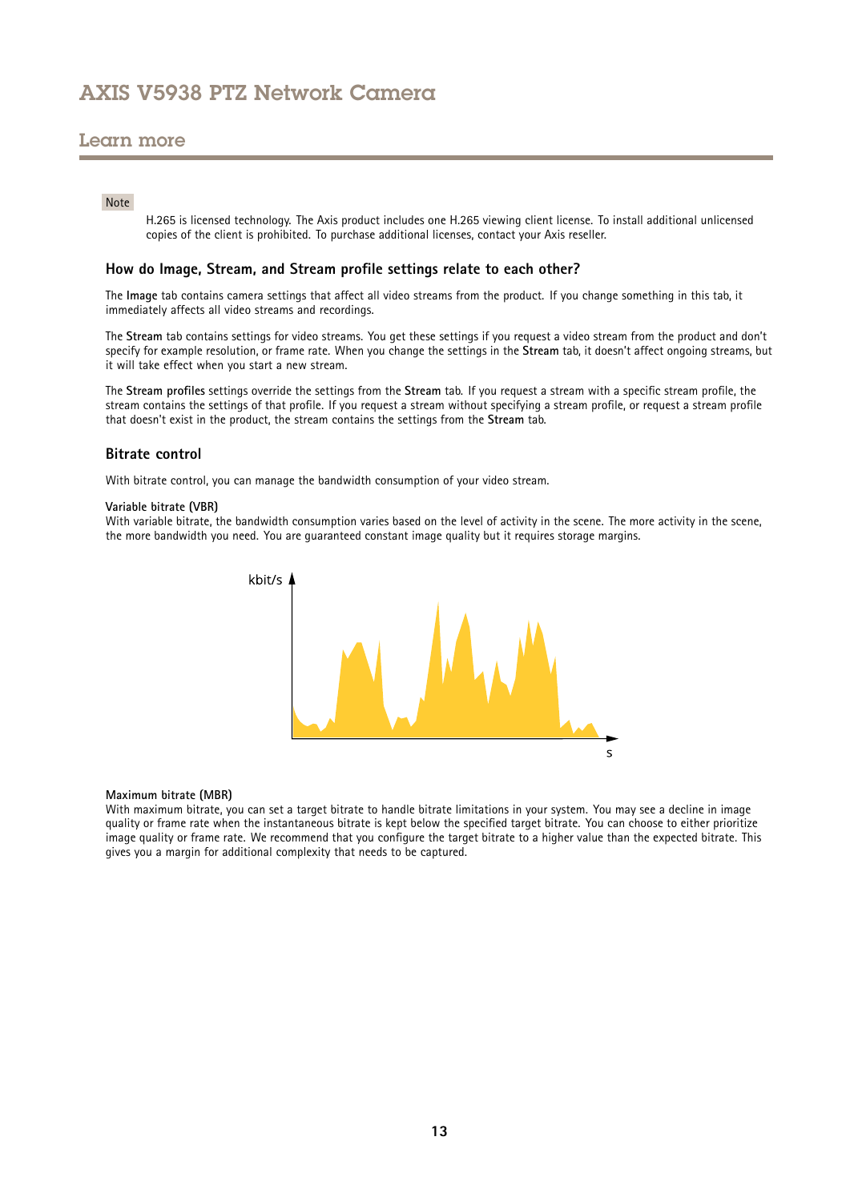> **Note**
>
> H.265 is licensed technology. The Axis product includes one H.265 viewing client license. To install additional unlicensed copies of the client is prohibited. To purchase additional licenses, contact your Axis reseller.

### How do Image, Stream, and Stream profile settings relate to each other?

The **Image** tab contains camera settings that affect all video streams from the product. If you change something in this tab, it immediately affects all video streams and recordings.

The **Stream** tab contains settings for video streams. You get these settings if you request a video stream from the product and don't specify for example resolution, or frame rate. When you change the settings in the **Stream** tab, it doesn't affect ongoing streams, but it will take effect when you start a new stream.

The **Stream profiles** settings override the settings from the **Stream** tab. If you request a stream with a specific stream profile, the stream contains the settings of that profile. If you request a stream without specifying a stream profile, or request a stream profile that doesn't exist in the product, the stream contains the settings from the **Stream** tab.

### Bitrate control

With bitrate control, you can manage the bandwidth consumption of your video stream.

**Variable bitrate (VBR)**

With variable bitrate, the bandwidth consumption varies based on the level of activity in the scene. The more activity in the scene, the more bandwidth you need. You are guaranteed constant image quality but it requires storage margins.

**Maximum bitrate (MBR)**

With maximum bitrate, you can set a target bitrate to handle bitrate limitations in your system. You may see a decline in image quality or frame rate when the instantaneous bitrate is kept below the specified target bitrate. You can choose to either prioritize image quality or frame rate. We recommend that you configure the target bitrate to a higher value than the expected bitrate. This gives you a margin for additional complexity that needs to be captured.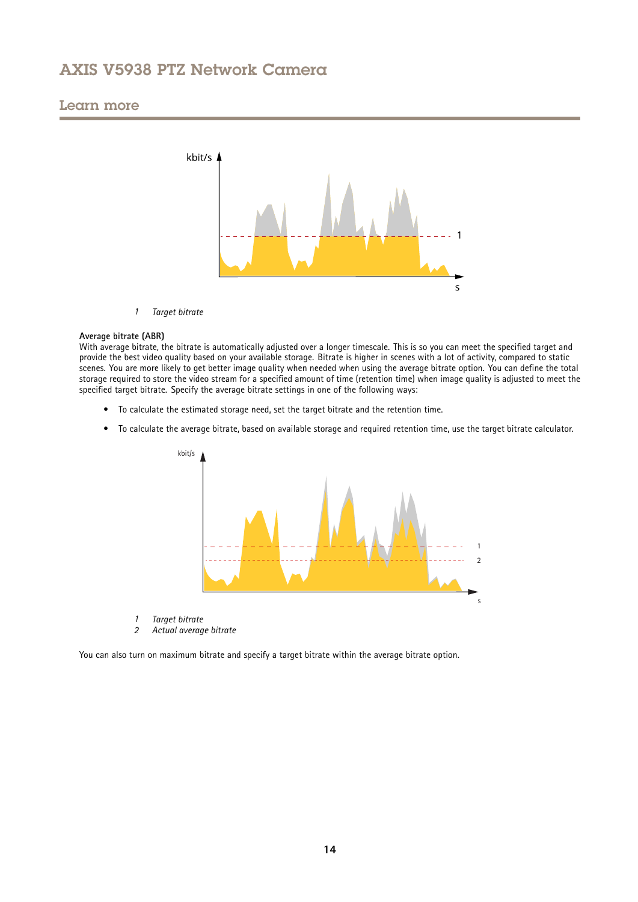1 *Target bitrate*

**Average bitrate (ABR)**

With average bitrate, the bitrate is automatically adjusted over a longer timescale. This is so you can meet the specified target and provide the best video quality based on your available storage. Bitrate is higher in scenes with a lot of activity, compared to static scenes. You are more likely to get better image quality when needed when using the average bitrate option. You can define the total storage required to store the video stream for a specified amount of time (retention time) when image quality is adjusted to meet the specified target bitrate. Specify the average bitrate settings in one of the following ways:

- To calculate the estimated storage need, set the target bitrate and the retention time.
- To calculate the average bitrate, based on available storage and required retention time, use the target bitrate calculator.

1 *Target bitrate*
2 *Actual average bitrate*

You can also turn on maximum bitrate and specify a target bitrate within the average bitrate option.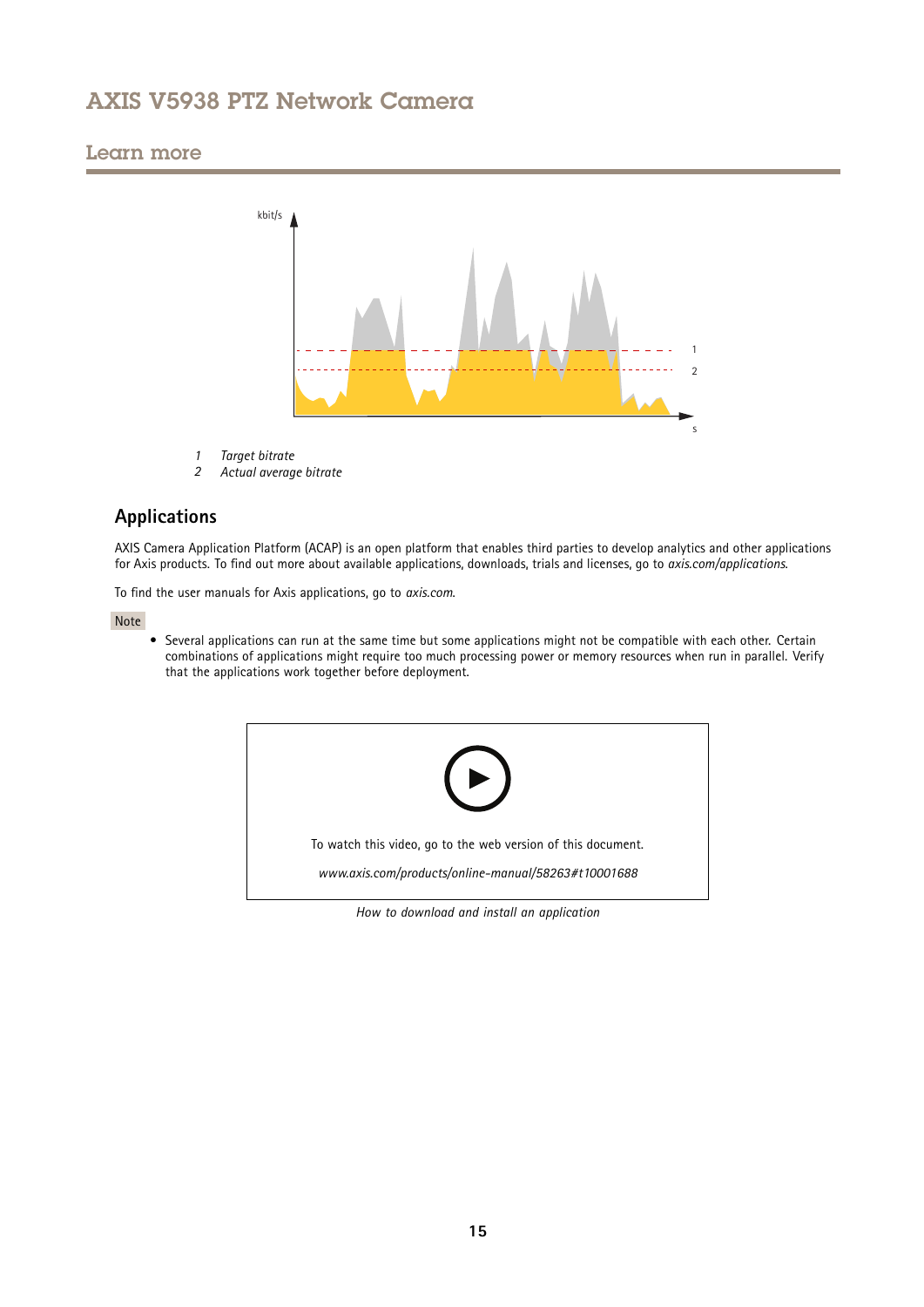1 *Target bitrate*
2 *Actual average bitrate*

## Applications

AXIS Camera Application Platform (ACAP) is an open platform that enables third parties to develop analytics and other applications for Axis products. To find out more about available applications, downloads, trials and licenses, go to *axis.com/applications*.

To find the user manuals for Axis applications, go to *axis.com*.

Note

- Several applications can run at the same time but some applications might not be compatible with each other. Certain combinations of applications might require too much processing power or memory resources when run in parallel. Verify that the applications work together before deployment.

To watch this video, go to the web version of this document.

*www.axis.com/products/online-manual/58263#t10001688*

*How to download and install an application*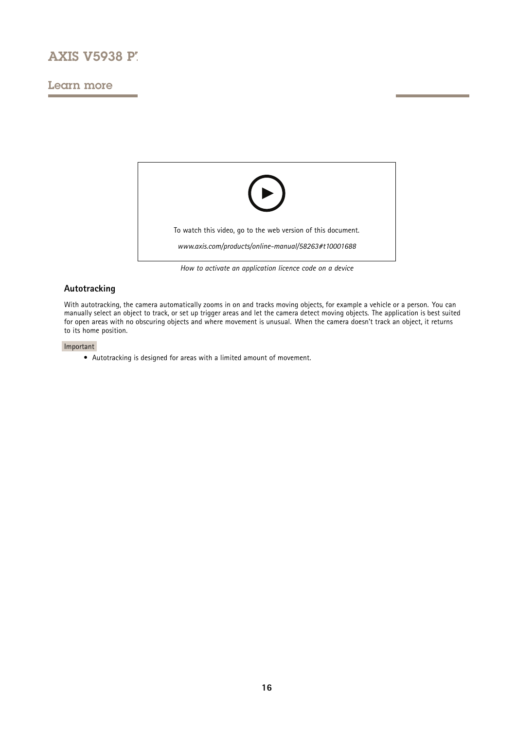To watch this video, go to the web version of this document.

*www.axis.com/products/online-manual/58263#t10001688*

*How to activate an application licence code on a device*

### Autotracking

With autotracking, the camera automatically zooms in on and tracks moving objects, for example a vehicle or a person. You can manually select an object to track, or set up trigger areas and let the camera detect moving objects. The application is best suited for open areas with no obscuring objects and where movement is unusual. When the camera doesn't track an object, it returns to its home position.

Important

- Autotracking is designed for areas with a limited amount of movement.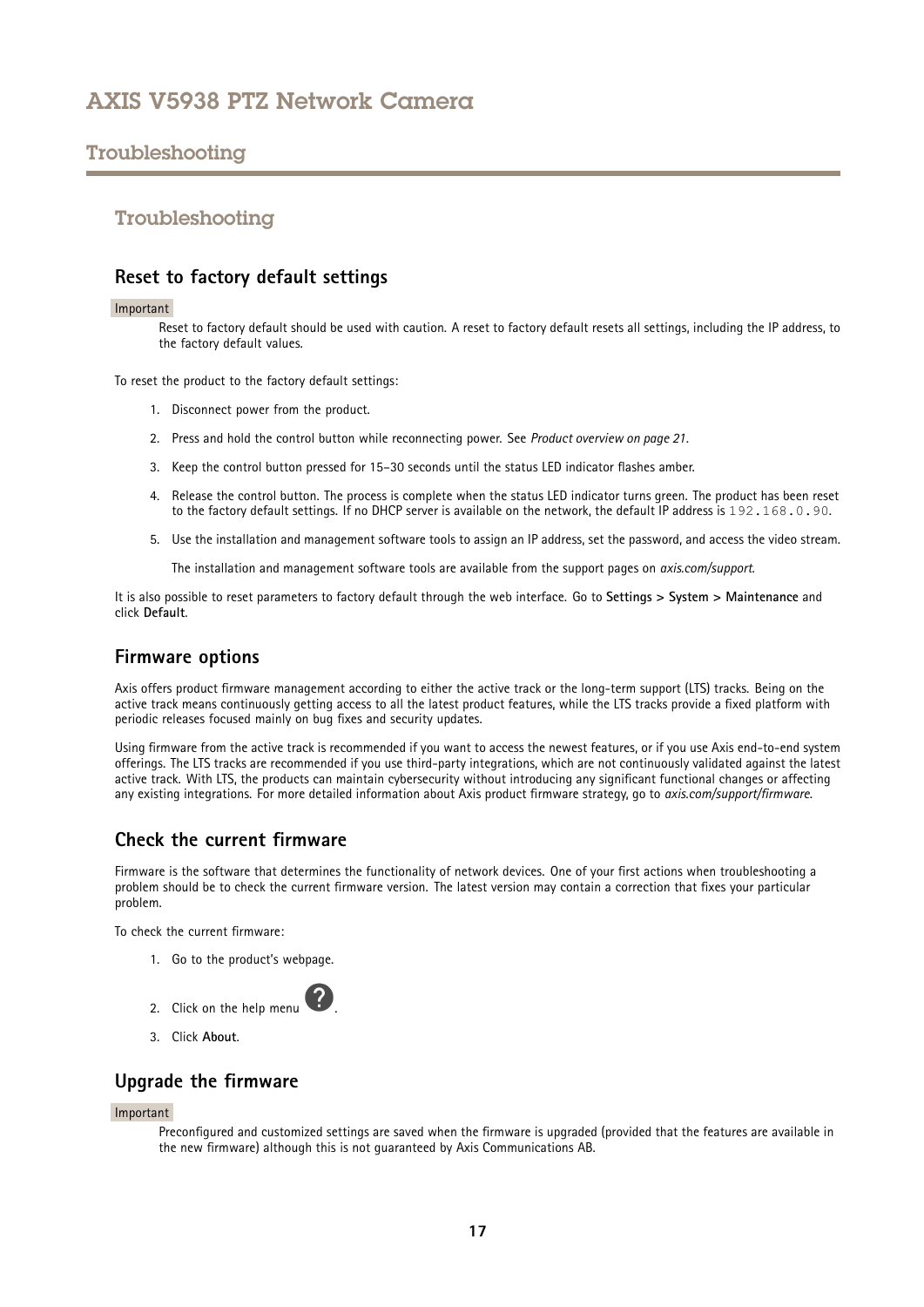# Troubleshooting

## Reset to factory default settings

Important

Reset to factory default should be used with caution. A reset to factory default resets all settings, including the IP address, to the factory default values.

To reset the product to the factory default settings:

1. Disconnect power from the product.
2. Press and hold the control button while reconnecting power. See *Product overview on page 21*.
3. Keep the control button pressed for 15–30 seconds until the status LED indicator flashes amber.
4. Release the control button. The process is complete when the status LED indicator turns green. The product has been reset to the factory default settings. If no DHCP server is available on the network, the default IP address is `192.168.0.90`.
5. Use the installation and management software tools to assign an IP address, set the password, and access the video stream.

   The installation and management software tools are available from the support pages on *axis.com/support*.

It is also possible to reset parameters to factory default through the web interface. Go to **Settings > System > Maintenance** and click **Default**.

## Firmware options

Axis offers product firmware management according to either the active track or the long-term support (LTS) tracks. Being on the active track means continuously getting access to all the latest product features, while the LTS tracks provide a fixed platform with periodic releases focused mainly on bug fixes and security updates.

Using firmware from the active track is recommended if you want to access the newest features, or if you use Axis end-to-end system offerings. The LTS tracks are recommended if you use third-party integrations, which are not continuously validated against the latest active track. With LTS, the products can maintain cybersecurity without introducing any significant functional changes or affecting any existing integrations. For more detailed information about Axis product firmware strategy, go to *axis.com/support/firmware*.

## Check the current firmware

Firmware is the software that determines the functionality of network devices. One of your first actions when troubleshooting a problem should be to check the current firmware version. The latest version may contain a correction that fixes your particular problem.

To check the current firmware:

1. Go to the product's webpage.
2. Click on the help menu ?.
3. Click **About**.

## Upgrade the firmware

Important

Preconfigured and customized settings are saved when the firmware is upgraded (provided that the features are available in the new firmware) although this is not guaranteed by Axis Communications AB.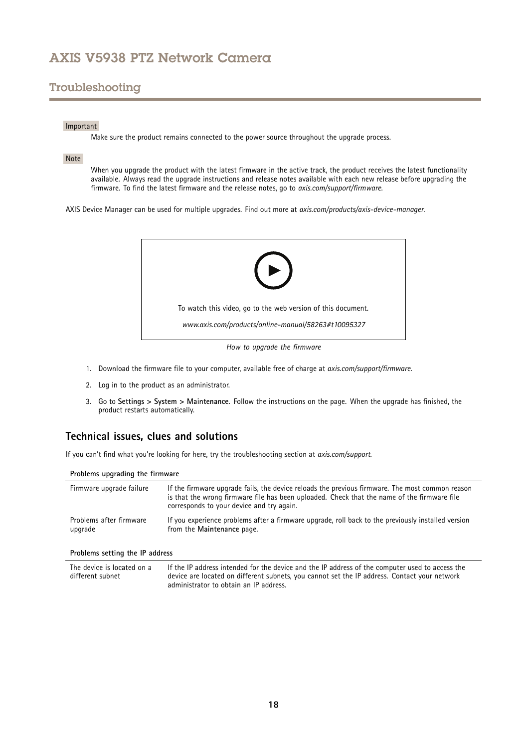## Troubleshooting

Important

Make sure the product remains connected to the power source throughout the upgrade process.

Note

When you upgrade the product with the latest firmware in the active track, the product receives the latest functionality available. Always read the upgrade instructions and release notes available with each new release before upgrading the firmware. To find the latest firmware and the release notes, go to *axis.com/support/firmware*.

AXIS Device Manager can be used for multiple upgrades. Find out more at *axis.com/products/axis-device-manager*.

To watch this video, go to the web version of this document.

*www.axis.com/products/online-manual/58263#t10095327*

*How to upgrade the firmware*

1. Download the firmware file to your computer, available free of charge at *axis.com/support/firmware*.
2. Log in to the product as an administrator.
3. Go to **Settings > System > Maintenance**. Follow the instructions on the page. When the upgrade has finished, the product restarts automatically.

### Technical issues, clues and solutions

If you can't find what you're looking for here, try the troubleshooting section at *axis.com/support*.

**Problems upgrading the firmware**

| | |
|---|---|
| Firmware upgrade failure | If the firmware upgrade fails, the device reloads the previous firmware. The most common reason is that the wrong firmware file has been uploaded. Check that the name of the firmware file corresponds to your device and try again. |
| Problems after firmware upgrade | If you experience problems after a firmware upgrade, roll back to the previously installed version from the **Maintenance** page. |

**Problems setting the IP address**

| | |
|---|---|
| The device is located on a different subnet | If the IP address intended for the device and the IP address of the computer used to access the device are located on different subnets, you cannot set the IP address. Contact your network administrator to obtain an IP address. |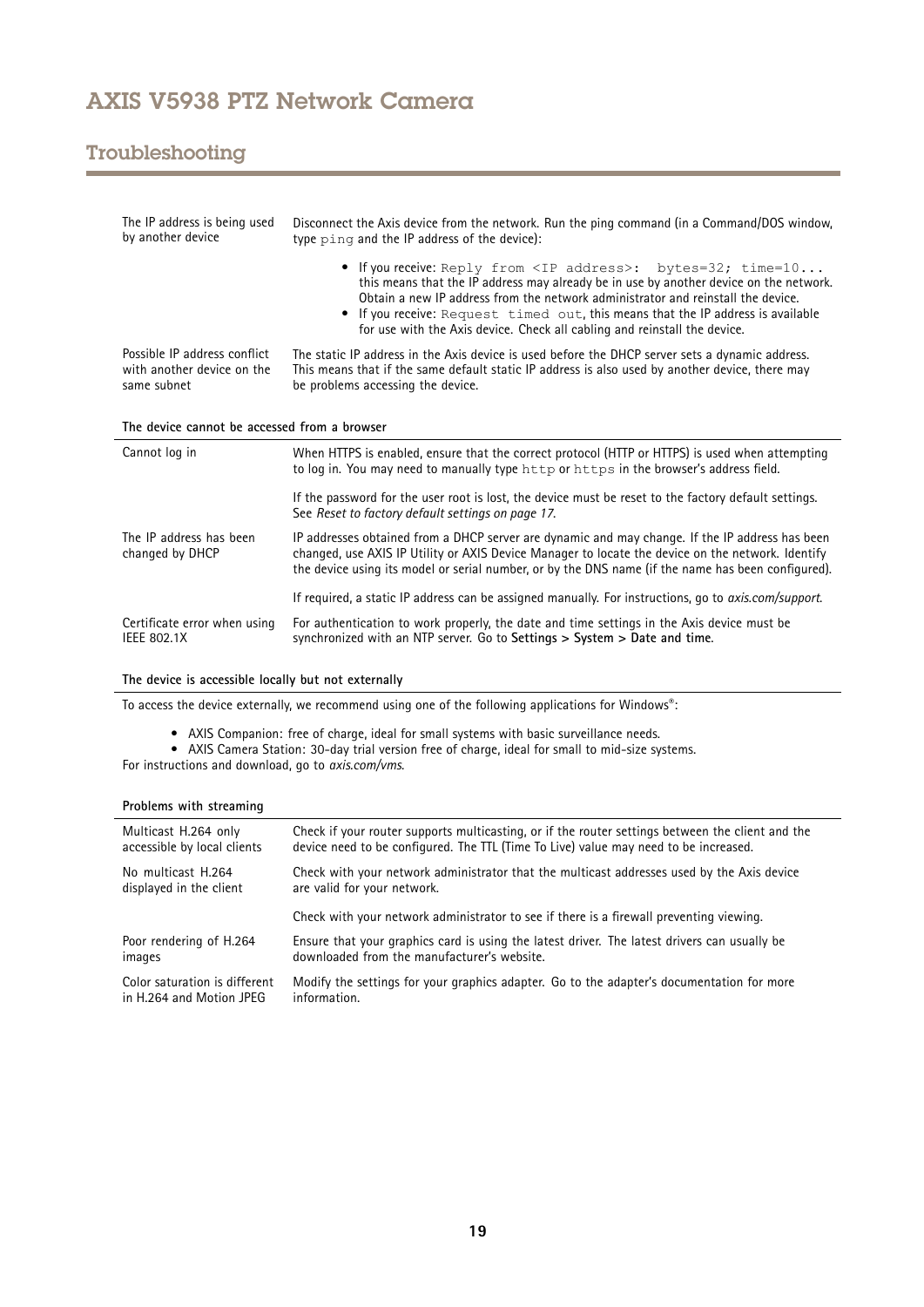| | |
|---|---|
| The IP address is being used by another device | Disconnect the Axis device from the network. Run the ping command (in a Command/DOS window, type `ping` and the IP address of the device):<br><br>• If you receive: `Reply from <IP address>: bytes=32; time=10...` this means that the IP address may already be in use by another device on the network. Obtain a new IP address from the network administrator and reinstall the device.<br>• If you receive: `Request timed out`, this means that the IP address is available for use with the Axis device. Check all cabling and reinstall the device. |
| Possible IP address conflict with another device on the same subnet | The static IP address in the Axis device is used before the DHCP server sets a dynamic address. This means that if the same default static IP address is also used by another device, there may be problems accessing the device. |

**The device cannot be accessed from a browser**

| | |
|---|---|
| Cannot log in | When HTTPS is enabled, ensure that the correct protocol (HTTP or HTTPS) is used when attempting to log in. You may need to manually type `http` or `https` in the browser's address field.<br><br>If the password for the user root is lost, the device must be reset to the factory default settings. See *Reset to factory default settings on page 17*. |
| The IP address has been changed by DHCP | IP addresses obtained from a DHCP server are dynamic and may change. If the IP address has been changed, use AXIS IP Utility or AXIS Device Manager to locate the device on the network. Identify the device using its model or serial number, or by the DNS name (if the name has been configured).<br><br>If required, a static IP address can be assigned manually. For instructions, go to *axis.com/support*. |
| Certificate error when using IEEE 802.1X | For authentication to work properly, the date and time settings in the Axis device must be synchronized with an NTP server. Go to **Settings > System > Date and time**. |

**The device is accessible locally but not externally**

To access the device externally, we recommend using one of the following applications for Windows®:

- AXIS Companion: free of charge, ideal for small systems with basic surveillance needs.
- AXIS Camera Station: 30-day trial version free of charge, ideal for small to mid-size systems.

For instructions and download, go to *axis.com/vms*.

**Problems with streaming**

| | |
|---|---|
| Multicast H.264 only accessible by local clients | Check if your router supports multicasting, or if the router settings between the client and the device need to be configured. The TTL (Time To Live) value may need to be increased. |
| No multicast H.264 displayed in the client | Check with your network administrator that the multicast addresses used by the Axis device are valid for your network.<br><br>Check with your network administrator to see if there is a firewall preventing viewing. |
| Poor rendering of H.264 images | Ensure that your graphics card is using the latest driver. The latest drivers can usually be downloaded from the manufacturer's website. |
| Color saturation is different in H.264 and Motion JPEG | Modify the settings for your graphics adapter. Go to the adapter's documentation for more information. |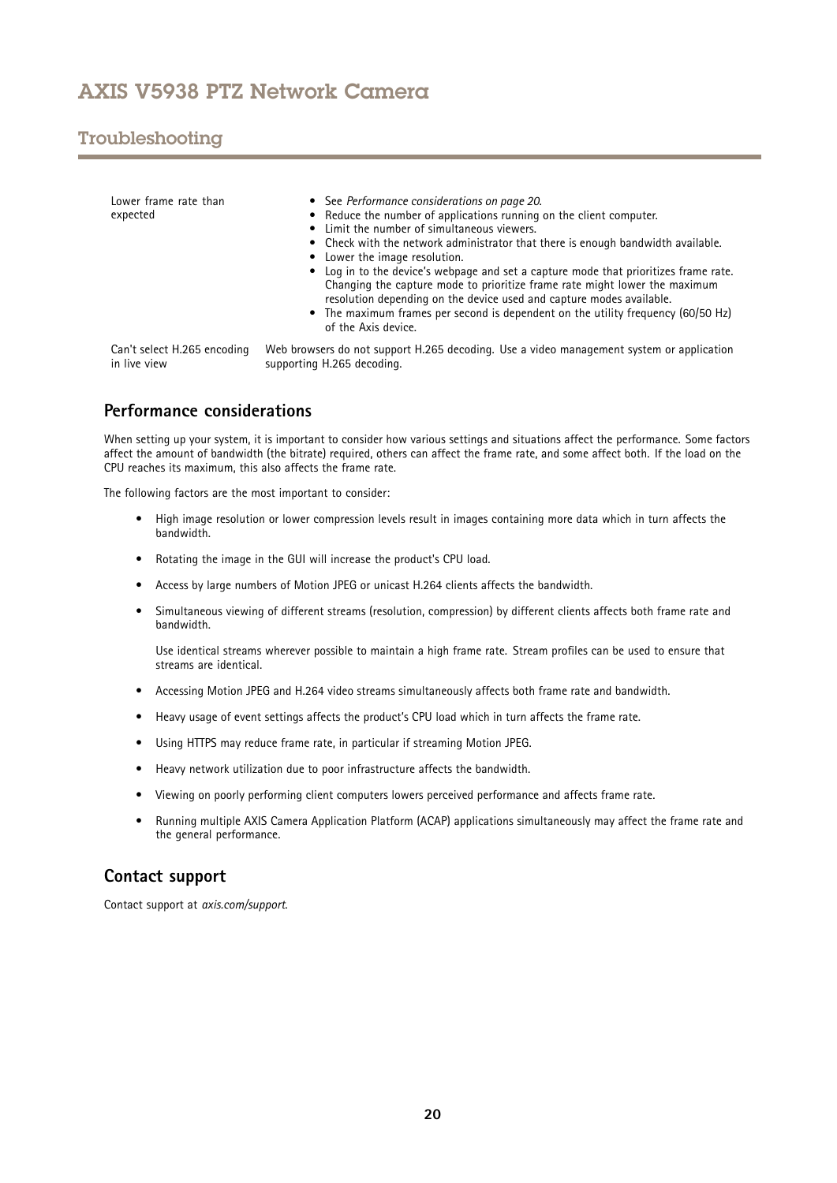| | |
|---|---|
| Lower frame rate than expected | • See *Performance considerations on page 20*.<br>• Reduce the number of applications running on the client computer.<br>• Limit the number of simultaneous viewers.<br>• Check with the network administrator that there is enough bandwidth available.<br>• Lower the image resolution.<br>• Log in to the device's webpage and set a capture mode that prioritizes frame rate. Changing the capture mode to prioritize frame rate might lower the maximum resolution depending on the device used and capture modes available.<br>• The maximum frames per second is dependent on the utility frequency (60/50 Hz) of the Axis device. |
| Can't select H.265 encoding in live view | Web browsers do not support H.265 decoding. Use a video management system or application supporting H.265 decoding. |

## Performance considerations

When setting up your system, it is important to consider how various settings and situations affect the performance. Some factors affect the amount of bandwidth (the bitrate) required, others can affect the frame rate, and some affect both. If the load on the CPU reaches its maximum, this also affects the frame rate.

The following factors are the most important to consider:

- High image resolution or lower compression levels result in images containing more data which in turn affects the bandwidth.
- Rotating the image in the GUI will increase the product's CPU load.
- Access by large numbers of Motion JPEG or unicast H.264 clients affects the bandwidth.
- Simultaneous viewing of different streams (resolution, compression) by different clients affects both frame rate and bandwidth.

  Use identical streams wherever possible to maintain a high frame rate. Stream profiles can be used to ensure that streams are identical.
- Accessing Motion JPEG and H.264 video streams simultaneously affects both frame rate and bandwidth.
- Heavy usage of event settings affects the product's CPU load which in turn affects the frame rate.
- Using HTTPS may reduce frame rate, in particular if streaming Motion JPEG.
- Heavy network utilization due to poor infrastructure affects the bandwidth.
- Viewing on poorly performing client computers lowers perceived performance and affects frame rate.
- Running multiple AXIS Camera Application Platform (ACAP) applications simultaneously may affect the frame rate and the general performance.

## Contact support

Contact support at *axis.com/support*.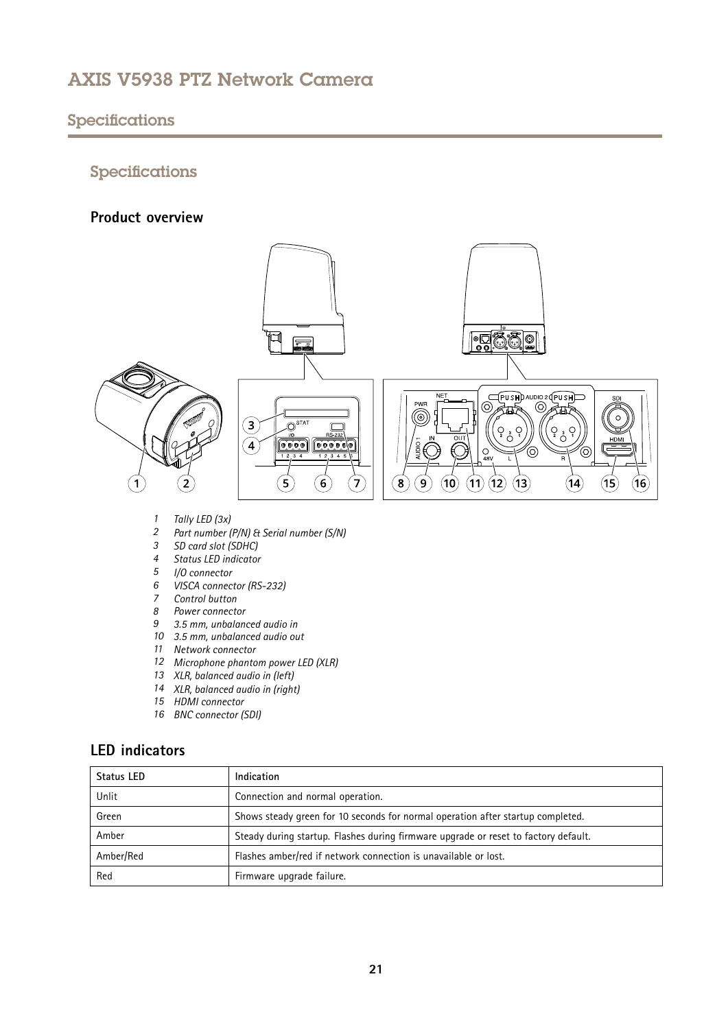# Specifications

## Specifications

### Product overview

1 *Tally LED (3x)*
2 *Part number (P/N) & Serial number (S/N)*
3 *SD card slot (SDHC)*
4 *Status LED indicator*
5 *I/O connector*
6 *VISCA connector (RS-232)*
7 *Control button*
8 *Power connector*
9 *3.5 mm, unbalanced audio in*
10 *3.5 mm, unbalanced audio out*
11 *Network connector*
12 *Microphone phantom power LED (XLR)*
13 *XLR, balanced audio in (left)*
14 *XLR, balanced audio in (right)*
15 *HDMI connector*
16 *BNC connector (SDI)*

### LED indicators

| Status LED | Indication |
| --- | --- |
| Unlit | Connection and normal operation. |
| Green | Shows steady green for 10 seconds for normal operation after startup completed. |
| Amber | Steady during startup. Flashes during firmware upgrade or reset to factory default. |
| Amber/Red | Flashes amber/red if network connection is unavailable or lost. |
| Red | Firmware upgrade failure. |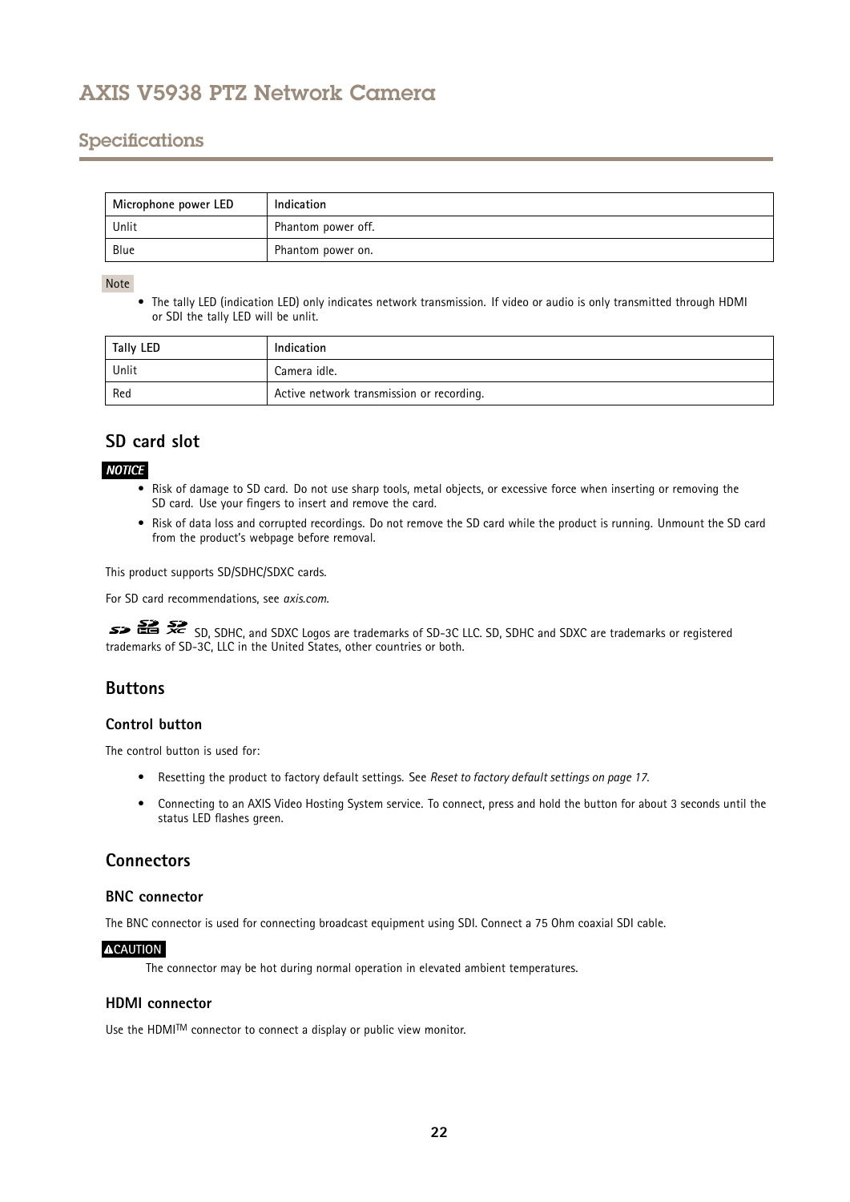| Microphone power LED | Indication |
| --- | --- |
| Unlit | Phantom power off. |
| Blue | Phantom power on. |

Note

- The tally LED (indication LED) only indicates network transmission. If video or audio is only transmitted through HDMI or SDI the tally LED will be unlit.

| Tally LED | Indication |
| --- | --- |
| Unlit | Camera idle. |
| Red | Active network transmission or recording. |

## SD card slot

*NOTICE*

- Risk of damage to SD card. Do not use sharp tools, metal objects, or excessive force when inserting or removing the SD card. Use your fingers to insert and remove the card.
- Risk of data loss and corrupted recordings. Do not remove the SD card while the product is running. Unmount the SD card from the product's webpage before removal.

This product supports SD/SDHC/SDXC cards.

For SD card recommendations, see *axis.com*.

SD, SDHC, and SDXC Logos are trademarks of SD-3C LLC. SD, SDHC and SDXC are trademarks or registered trademarks of SD-3C, LLC in the United States, other countries or both.

## Buttons

### Control button

The control button is used for:

- Resetting the product to factory default settings. See *Reset to factory default settings on page 17*.
- Connecting to an AXIS Video Hosting System service. To connect, press and hold the button for about 3 seconds until the status LED flashes green.

## Connectors

### BNC connector

The BNC connector is used for connecting broadcast equipment using SDI. Connect a 75 Ohm coaxial SDI cable.

⚠CAUTION

The connector may be hot during normal operation in elevated ambient temperatures.

### HDMI connector

Use the HDMI™ connector to connect a display or public view monitor.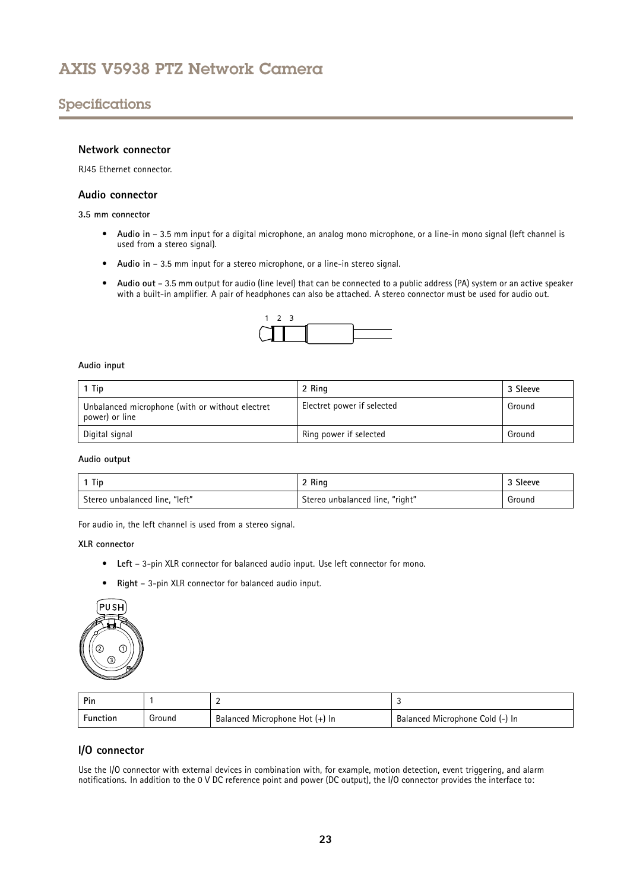## Network connector

RJ45 Ethernet connector.

## Audio connector

**3.5 mm connector**

- **Audio in** – 3.5 mm input for a digital microphone, an analog mono microphone, or a line-in mono signal (left channel is used from a stereo signal).
- **Audio in** – 3.5 mm input for a stereo microphone, or a line-in stereo signal.
- **Audio out** – 3.5 mm output for audio (line level) that can be connected to a public address (PA) system or an active speaker with a built-in amplifier. A pair of headphones can also be attached. A stereo connector must be used for audio out.

**Audio input**

| 1 Tip | 2 Ring | 3 Sleeve |
| --- | --- | --- |
| Unbalanced microphone (with or without electret power) or line | Electret power if selected | Ground |
| Digital signal | Ring power if selected | Ground |

**Audio output**

| 1 Tip | 2 Ring | 3 Sleeve |
| --- | --- | --- |
| Stereo unbalanced line, "left" | Stereo unbalanced line, "right" | Ground |

For audio in, the left channel is used from a stereo signal.

**XLR connector**

- **Left** – 3-pin XLR connector for balanced audio input. Use left connector for mono.
- **Right** – 3-pin XLR connector for balanced audio input.

| Pin | 1 | 2 | 3 |
| --- | --- | --- | --- |
| Function | Ground | Balanced Microphone Hot (+) In | Balanced Microphone Cold (-) In |

## I/O connector

Use the I/O connector with external devices in combination with, for example, motion detection, event triggering, and alarm notifications. In addition to the 0 V DC reference point and power (DC output), the I/O connector provides the interface to: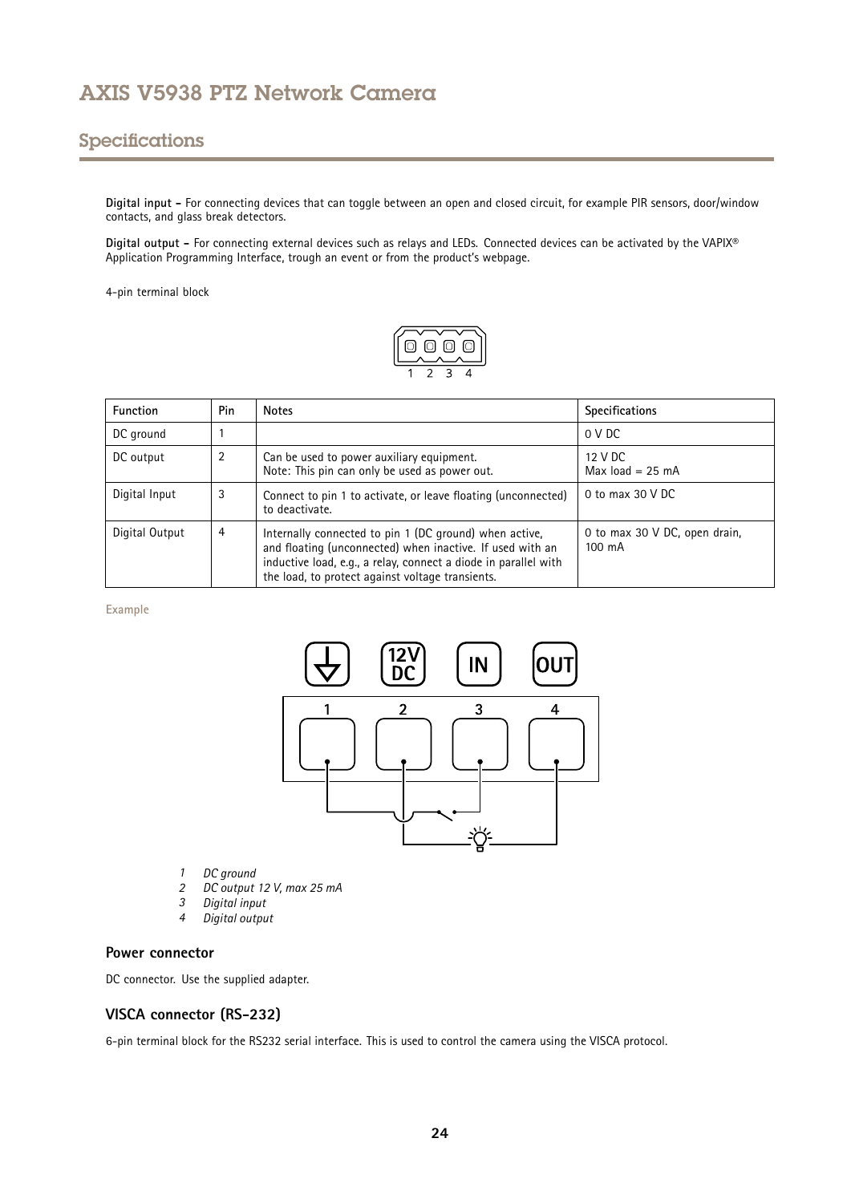**Digital input –** For connecting devices that can toggle between an open and closed circuit, for example PIR sensors, door/window contacts, and glass break detectors.

**Digital output –** For connecting external devices such as relays and LEDs. Connected devices can be activated by the VAPIX® Application Programming Interface, trough an event or from the product's webpage.

4-pin terminal block

| Function | Pin | Notes | Specifications |
|---|---|---|---|
| DC ground | 1 | | 0 V DC |
| DC output | 2 | Can be used to power auxiliary equipment.<br>Note: This pin can only be used as power out. | 12 V DC<br>Max load = 25 mA |
| Digital Input | 3 | Connect to pin 1 to activate, or leave floating (unconnected) to deactivate. | 0 to max 30 V DC |
| Digital Output | 4 | Internally connected to pin 1 (DC ground) when active, and floating (unconnected) when inactive. If used with an inductive load, e.g., a relay, connect a diode in parallel with the load, to protect against voltage transients. | 0 to max 30 V DC, open drain, 100 mA |

Example

1. *DC ground*
2. *DC output 12 V, max 25 mA*
3. *Digital input*
4. *Digital output*

### Power connector

DC connector. Use the supplied adapter.

### VISCA connector (RS-232)

6-pin terminal block for the RS232 serial interface. This is used to control the camera using the VISCA protocol.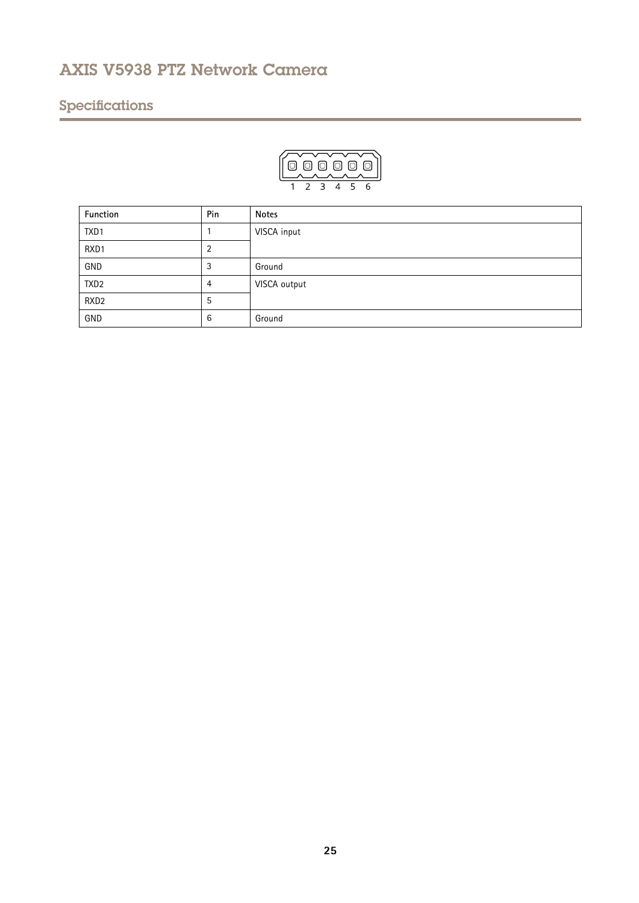# AXIS V5938 PTZ Network Camera

## Specifications

1 2 3 4 5 6

| Function | Pin | Notes |
| --- | --- | --- |
| TXD1 | 1 | VISCA input |
| RXD1 | 2 | |
| GND | 3 | Ground |
| TXD2 | 4 | VISCA output |
| RXD2 | 5 | |
| GND | 6 | Ground |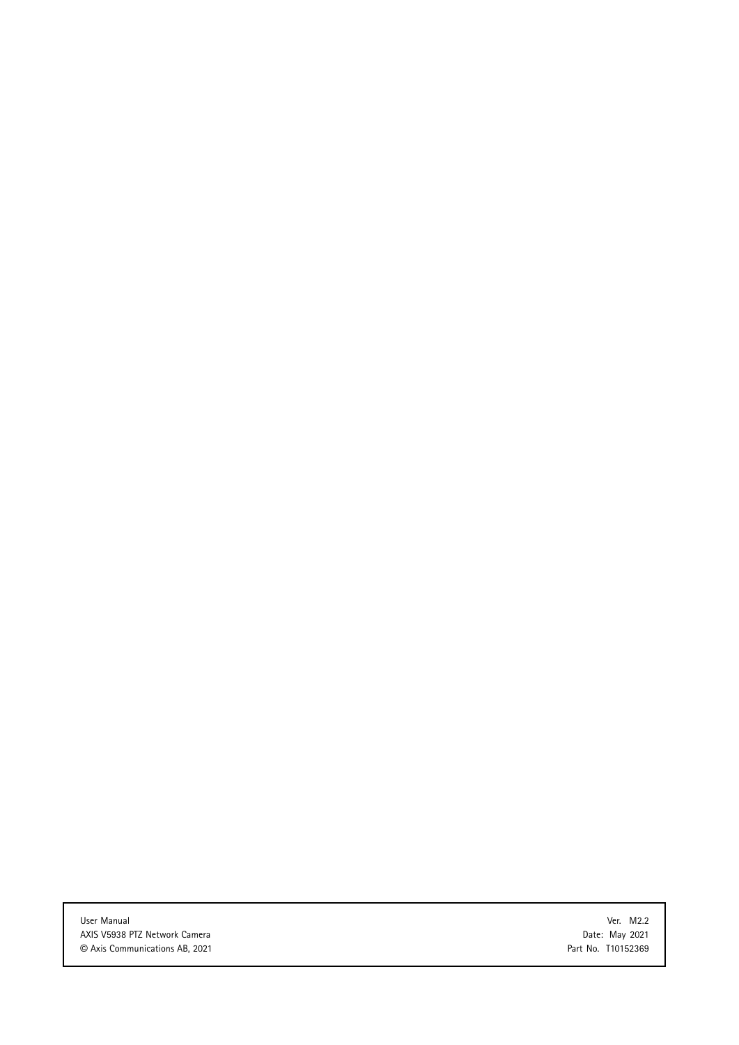User Manual
AXIS V5938 PTZ Network Camera
© Axis Communications AB, 2021

Ver. M2.2
Date: May 2021
Part No. T10152369